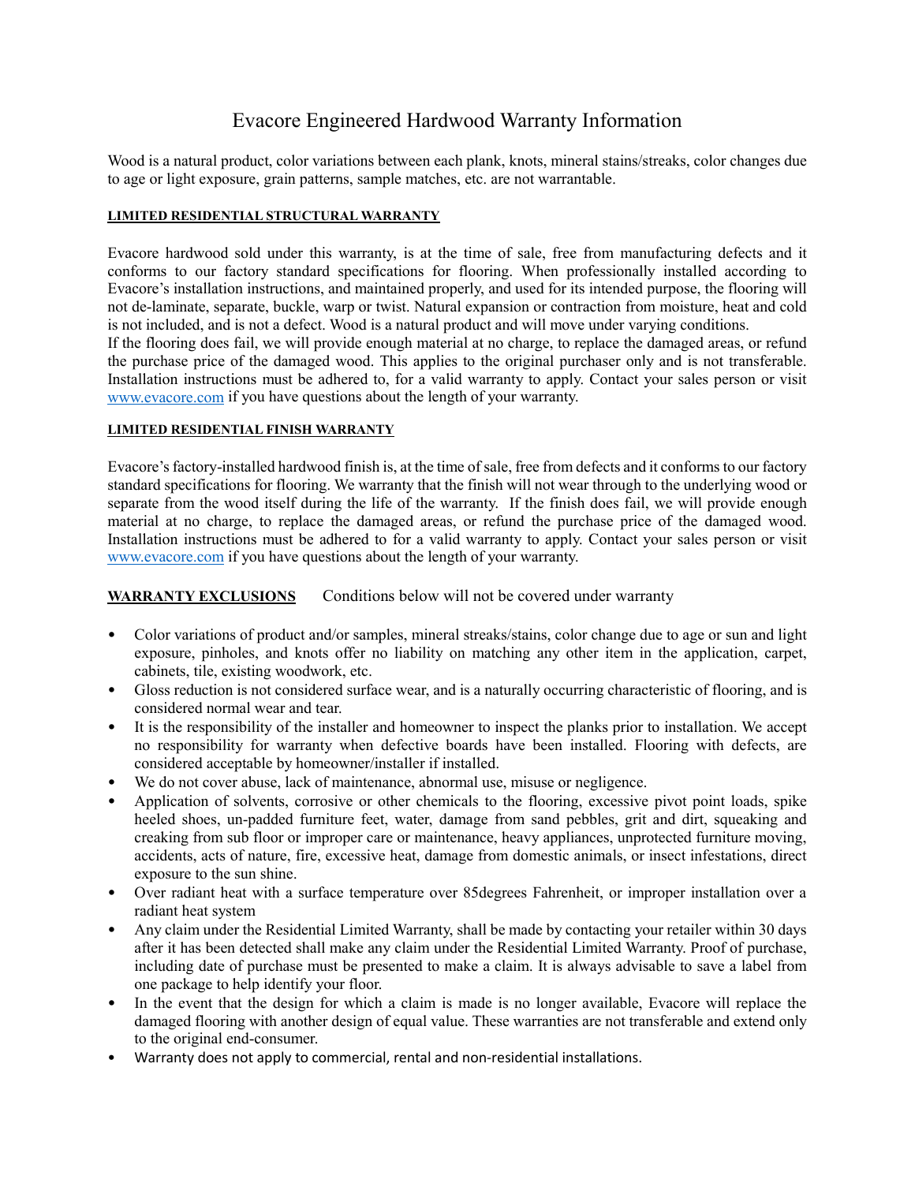# Evacore Engineered Hardwood Warranty Information

Wood is a natural product, color variations between each plank, knots, mineral stains/streaks, color changes due to age or light exposure, grain patterns, sample matches, etc. are not warrantable.

## LIMITED RESIDENTIAL STRUCTURAL WARRANTY

Evacore hardwood sold under this warranty, is at the time of sale, free from manufacturing defects and it conforms to our factory standard specifications for flooring. When professionally installed according to Evacore's installation instructions, and maintained properly, and used for its intended purpose, the flooring will not de-laminate, separate, buckle, warp or twist. Natural expansion or contraction from moisture, heat and cold is not included, and is not a defect. Wood is a natural product and will move under varying conditions.
If the flooring does fail, we will provide enough material at no charge, to replace the damaged areas, or refund the purchase price of the damaged wood. This applies to the original purchaser only and is not transferable. Installation instructions must be adhered to, for a valid warranty to apply. Contact your sales person or visit [www.evacore.com](http://www.evacore.com) if you have questions about the length of your warranty.

## LIMITED RESIDENTIAL FINISH WARRANTY

Evacore's factory-installed hardwood finish is, at the time of sale, free from defects and it conforms to our factory standard specifications for flooring. We warranty that the finish will not wear through to the underlying wood or separate from the wood itself during the life of the warranty. If the finish does fail, we will provide enough material at no charge, to replace the damaged areas, or refund the purchase price of the damaged wood. Installation instructions must be adhered to for a valid warranty to apply. Contact your sales person or visit [www.evacore.com](http://www.evacore.com) if you have questions about the length of your warranty.

## WARRANTY EXCLUSIONS

Conditions below will not be covered under warranty

- Color variations of product and/or samples, mineral streaks/stains, color change due to age or sun and light exposure, pinholes, and knots offer no liability on matching any other item in the application, carpet, cabinets, tile, existing woodwork, etc.
- Gloss reduction is not considered surface wear, and is a naturally occurring characteristic of flooring, and is considered normal wear and tear.
- It is the responsibility of the installer and homeowner to inspect the planks prior to installation. We accept no responsibility for warranty when defective boards have been installed. Flooring with defects, are considered acceptable by homeowner/installer if installed.
- We do not cover abuse, lack of maintenance, abnormal use, misuse or negligence.
- Application of solvents, corrosive or other chemicals to the flooring, excessive pivot point loads, spike heeled shoes, un-padded furniture feet, water, damage from sand pebbles, grit and dirt, squeaking and creaking from sub floor or improper care or maintenance, heavy appliances, unprotected furniture moving, accidents, acts of nature, fire, excessive heat, damage from domestic animals, or insect infestations, direct exposure to the sun shine.
- Over radiant heat with a surface temperature over 85degrees Fahrenheit, or improper installation over a radiant heat system
- Any claim under the Residential Limited Warranty, shall be made by contacting your retailer within 30 days after it has been detected shall make any claim under the Residential Limited Warranty. Proof of purchase, including date of purchase must be presented to make a claim. It is always advisable to save a label from one package to help identify your floor.
- In the event that the design for which a claim is made is no longer available, Evacore will replace the damaged flooring with another design of equal value. These warranties are not transferable and extend only to the original end-consumer.
- Warranty does not apply to commercial, rental and non-residential installations.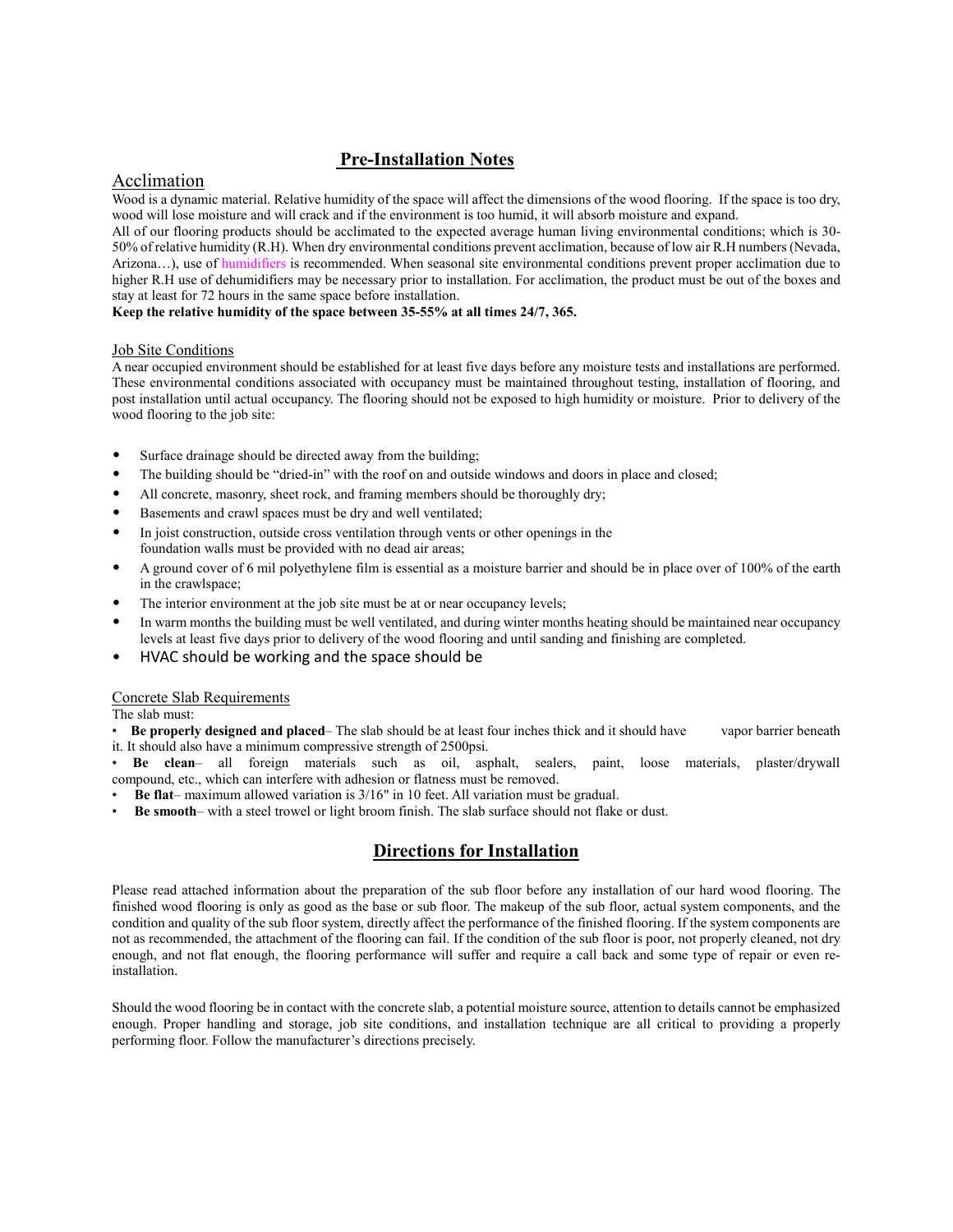## Pre-Installation Notes

### Acclimation

Wood is a dynamic material. Relative humidity of the space will affect the dimensions of the wood flooring. If the space is too dry, wood will lose moisture and will crack and if the environment is too humid, it will absorb moisture and expand.

All of our flooring products should be acclimated to the expected average human living environmental conditions; which is 30-50% of relative humidity (R.H). When dry environmental conditions prevent acclimation, because of low air R.H numbers (Nevada, Arizona…), use of humidifiers is recommended. When seasonal site environmental conditions prevent proper acclimation due to higher R.H use of dehumidifiers may be necessary prior to installation. For acclimation, the product must be out of the boxes and stay at least for 72 hours in the same space before installation.

**Keep the relative humidity of the space between 35-55% at all times 24/7, 365.**

### Job Site Conditions

A near occupied environment should be established for at least five days before any moisture tests and installations are performed. These environmental conditions associated with occupancy must be maintained throughout testing, installation of flooring, and post installation until actual occupancy. The flooring should not be exposed to high humidity or moisture. Prior to delivery of the wood flooring to the job site:

- Surface drainage should be directed away from the building;
- The building should be "dried-in" with the roof on and outside windows and doors in place and closed;
- All concrete, masonry, sheet rock, and framing members should be thoroughly dry;
- Basements and crawl spaces must be dry and well ventilated;
- In joist construction, outside cross ventilation through vents or other openings in the foundation walls must be provided with no dead air areas;
- A ground cover of 6 mil polyethylene film is essential as a moisture barrier and should be in place over of 100% of the earth in the crawlspace;
- The interior environment at the job site must be at or near occupancy levels;
- In warm months the building must be well ventilated, and during winter months heating should be maintained near occupancy levels at least five days prior to delivery of the wood flooring and until sanding and finishing are completed.
- HVAC should be working and the space should be

### Concrete Slab Requirements

The slab must:

- **Be properly designed and placed**– The slab should be at least four inches thick and it should have vapor barrier beneath it. It should also have a minimum compressive strength of 2500psi.
- **Be clean**– all foreign materials such as oil, asphalt, sealers, paint, loose materials, plaster/drywall compound, etc., which can interfere with adhesion or flatness must be removed.
- **Be flat**– maximum allowed variation is 3/16" in 10 feet. All variation must be gradual.
- **Be smooth**– with a steel trowel or light broom finish. The slab surface should not flake or dust.

## Directions for Installation

Please read attached information about the preparation of the sub floor before any installation of our hard wood flooring. The finished wood flooring is only as good as the base or sub floor. The makeup of the sub floor, actual system components, and the condition and quality of the sub floor system, directly affect the performance of the finished flooring. If the system components are not as recommended, the attachment of the flooring can fail. If the condition of the sub floor is poor, not properly cleaned, not dry enough, and not flat enough, the flooring performance will suffer and require a call back and some type of repair or even re-installation.

Should the wood flooring be in contact with the concrete slab, a potential moisture source, attention to details cannot be emphasized enough. Proper handling and storage, job site conditions, and installation technique are all critical to providing a properly performing floor. Follow the manufacturer's directions precisely.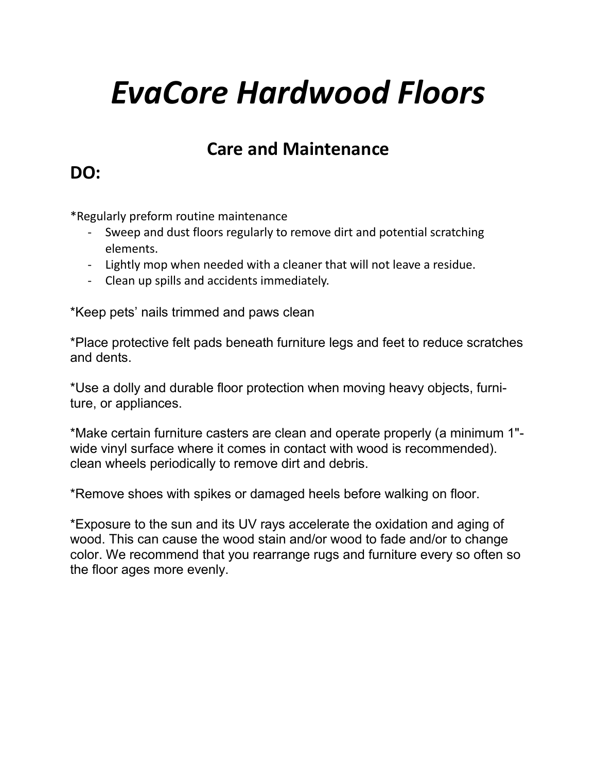# *EvaCore Hardwood Floors*

## Care and Maintenance

## DO:

*Regularly preform routine maintenance

- Sweep and dust floors regularly to remove dirt and potential scratching elements.
- Lightly mop when needed with a cleaner that will not leave a residue.
- Clean up spills and accidents immediately.

*Keep pets' nails trimmed and paws clean

*Place protective felt pads beneath furniture legs and feet to reduce scratches and dents.

*Use a dolly and durable floor protection when moving heavy objects, furniture, or appliances.

*Make certain furniture casters are clean and operate properly (a minimum 1"-wide vinyl surface where it comes in contact with wood is recommended). clean wheels periodically to remove dirt and debris.

*Remove shoes with spikes or damaged heels before walking on floor.

*Exposure to the sun and its UV rays accelerate the oxidation and aging of wood. This can cause the wood stain and/or wood to fade and/or to change color. We recommend that you rearrange rugs and furniture every so often so the floor ages more evenly.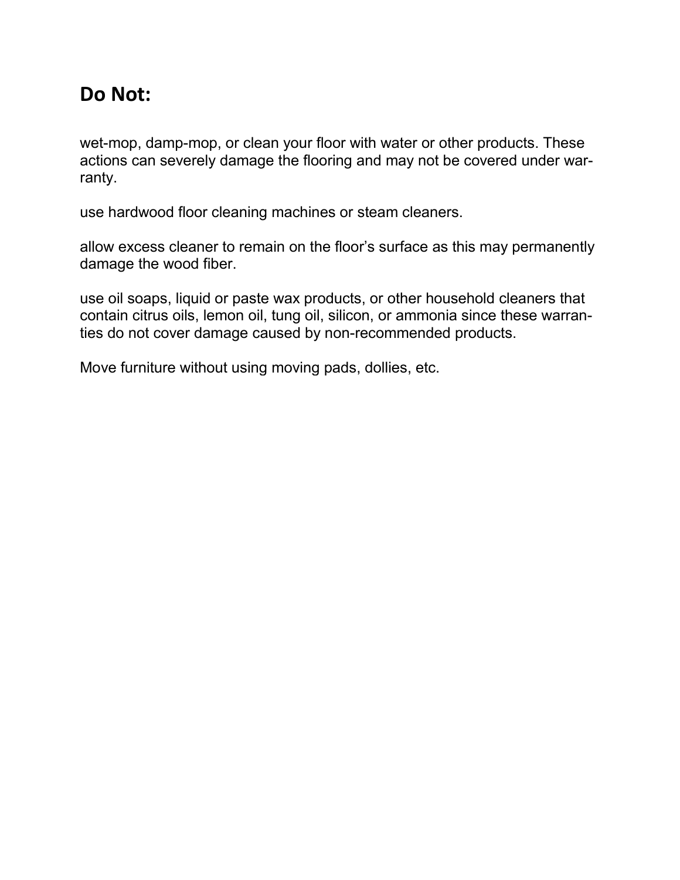## Do Not:

wet-mop, damp-mop, or clean your floor with water or other products. These actions can severely damage the flooring and may not be covered under warranty.

use hardwood floor cleaning machines or steam cleaners.

allow excess cleaner to remain on the floor's surface as this may permanently damage the wood fiber.

use oil soaps, liquid or paste wax products, or other household cleaners that contain citrus oils, lemon oil, tung oil, silicon, or ammonia since these warranties do not cover damage caused by non-recommended products.

Move furniture without using moving pads, dollies, etc.